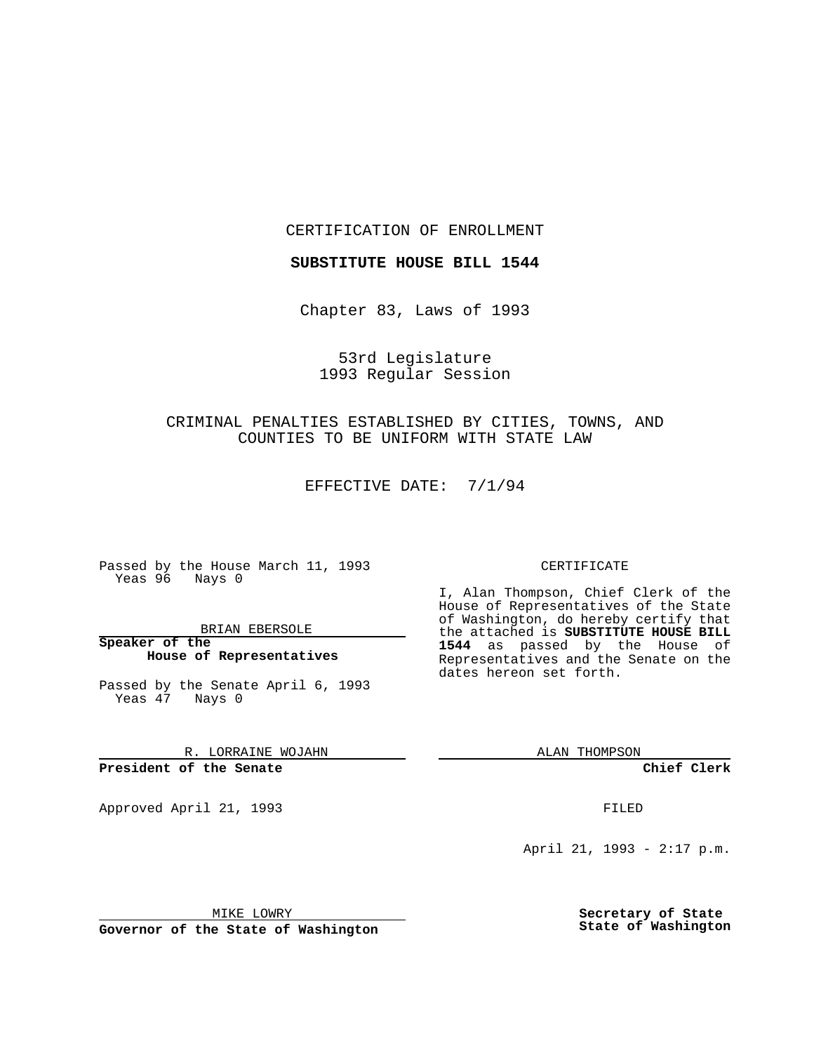CERTIFICATION OF ENROLLMENT

**SUBSTITUTE HOUSE BILL 1544**

Chapter 83, Laws of 1993

53rd Legislature
1993 Regular Session

CRIMINAL PENALTIES ESTABLISHED BY CITIES, TOWNS, AND COUNTIES TO BE UNIFORM WITH STATE LAW

EFFECTIVE DATE: 7/1/94

Passed by the House March 11, 1993
Yeas 96 Nays 0

BRIAN EBERSOLE

**Speaker of the House of Representatives**

Passed by the Senate April 6, 1993
Yeas 47 Nays 0

R. LORRAINE WOJAHN

**President of the Senate**

Approved April 21, 1993

MIKE LOWRY

**Governor of the State of Washington**

CERTIFICATE

I, Alan Thompson, Chief Clerk of the House of Representatives of the State of Washington, do hereby certify that the attached is **SUBSTITUTE HOUSE BILL 1544** as passed by the House of Representatives and the Senate on the dates hereon set forth.

ALAN THOMPSON

**Chief Clerk**

FILED

April 21, 1993 - 2:17 p.m.

**Secretary of State State of Washington**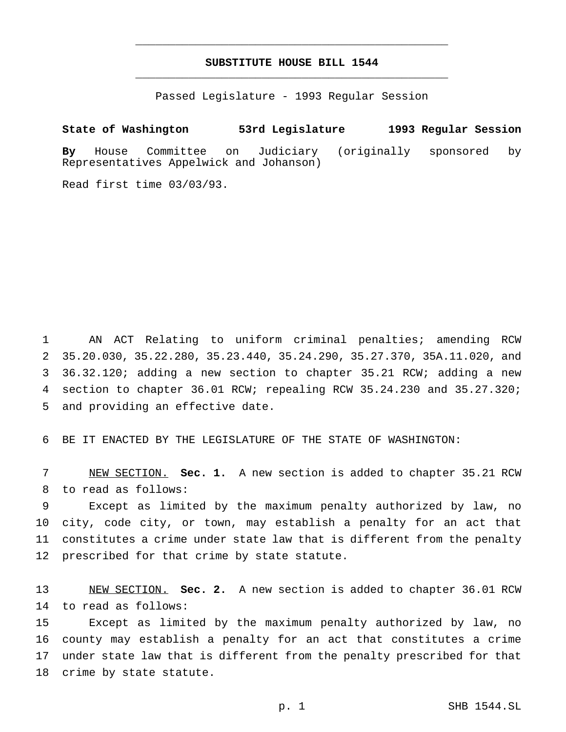# SUBSTITUTE HOUSE BILL 1544

Passed Legislature - 1993 Regular Session

**State of Washington 53rd Legislature 1993 Regular Session**

**By** House Committee on Judiciary (originally sponsored by Representatives Appelwick and Johanson)

Read first time 03/03/93.

AN ACT Relating to uniform criminal penalties; amending RCW 35.20.030, 35.22.280, 35.23.440, 35.24.290, 35.27.370, 35A.11.020, and 36.32.120; adding a new section to chapter 35.21 RCW; adding a new section to chapter 36.01 RCW; repealing RCW 35.24.230 and 35.27.320; and providing an effective date.

BE IT ENACTED BY THE LEGISLATURE OF THE STATE OF WASHINGTON:

NEW SECTION. **Sec. 1.** A new section is added to chapter 35.21 RCW to read as follows:

Except as limited by the maximum penalty authorized by law, no city, code city, or town, may establish a penalty for an act that constitutes a crime under state law that is different from the penalty prescribed for that crime by state statute.

NEW SECTION. **Sec. 2.** A new section is added to chapter 36.01 RCW to read as follows:

Except as limited by the maximum penalty authorized by law, no county may establish a penalty for an act that constitutes a crime under state law that is different from the penalty prescribed for that crime by state statute.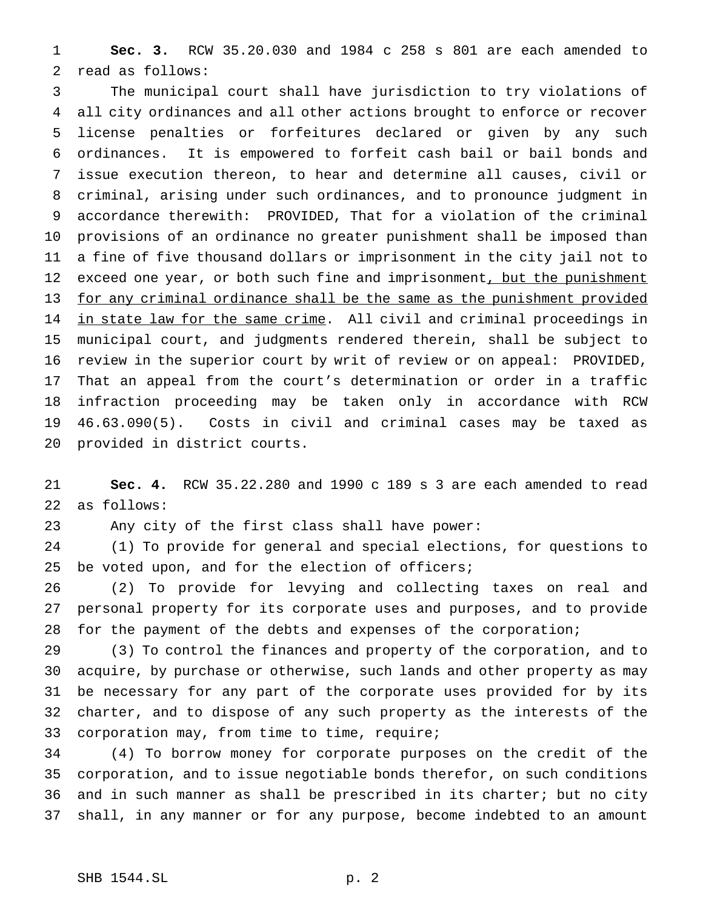**Sec. 3.** RCW 35.20.030 and 1984 c 258 s 801 are each amended to read as follows:

The municipal court shall have jurisdiction to try violations of all city ordinances and all other actions brought to enforce or recover license penalties or forfeitures declared or given by any such ordinances. It is empowered to forfeit cash bail or bail bonds and issue execution thereon, to hear and determine all causes, civil or criminal, arising under such ordinances, and to pronounce judgment in accordance therewith: PROVIDED, That for a violation of the criminal provisions of an ordinance no greater punishment shall be imposed than a fine of five thousand dollars or imprisonment in the city jail not to exceed one year, or both such fine and imprisonment<u>, but the punishment for any criminal ordinance shall be the same as the punishment provided in state law for the same crime</u>. All civil and criminal proceedings in municipal court, and judgments rendered therein, shall be subject to review in the superior court by writ of review or on appeal: PROVIDED, That an appeal from the court's determination or order in a traffic infraction proceeding may be taken only in accordance with RCW 46.63.090(5). Costs in civil and criminal cases may be taxed as provided in district courts.

**Sec. 4.** RCW 35.22.280 and 1990 c 189 s 3 are each amended to read as follows:

Any city of the first class shall have power:

(1) To provide for general and special elections, for questions to be voted upon, and for the election of officers;

(2) To provide for levying and collecting taxes on real and personal property for its corporate uses and purposes, and to provide for the payment of the debts and expenses of the corporation;

(3) To control the finances and property of the corporation, and to acquire, by purchase or otherwise, such lands and other property as may be necessary for any part of the corporate uses provided for by its charter, and to dispose of any such property as the interests of the corporation may, from time to time, require;

(4) To borrow money for corporate purposes on the credit of the corporation, and to issue negotiable bonds therefor, on such conditions and in such manner as shall be prescribed in its charter; but no city shall, in any manner or for any purpose, become indebted to an amount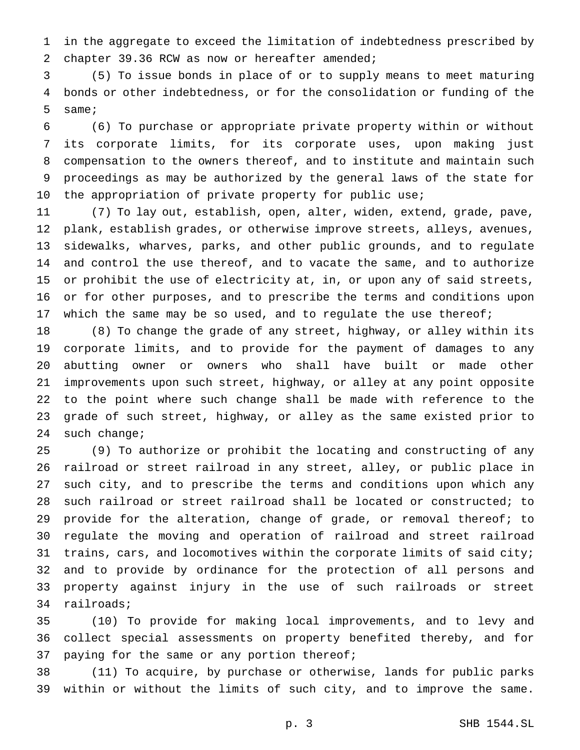in the aggregate to exceed the limitation of indebtedness prescribed by chapter 39.36 RCW as now or hereafter amended;

(5) To issue bonds in place of or to supply means to meet maturing bonds or other indebtedness, or for the consolidation or funding of the same;

(6) To purchase or appropriate private property within or without its corporate limits, for its corporate uses, upon making just compensation to the owners thereof, and to institute and maintain such proceedings as may be authorized by the general laws of the state for the appropriation of private property for public use;

(7) To lay out, establish, open, alter, widen, extend, grade, pave, plank, establish grades, or otherwise improve streets, alleys, avenues, sidewalks, wharves, parks, and other public grounds, and to regulate and control the use thereof, and to vacate the same, and to authorize or prohibit the use of electricity at, in, or upon any of said streets, or for other purposes, and to prescribe the terms and conditions upon which the same may be so used, and to regulate the use thereof;

(8) To change the grade of any street, highway, or alley within its corporate limits, and to provide for the payment of damages to any abutting owner or owners who shall have built or made other improvements upon such street, highway, or alley at any point opposite to the point where such change shall be made with reference to the grade of such street, highway, or alley as the same existed prior to such change;

(9) To authorize or prohibit the locating and constructing of any railroad or street railroad in any street, alley, or public place in such city, and to prescribe the terms and conditions upon which any such railroad or street railroad shall be located or constructed; to provide for the alteration, change of grade, or removal thereof; to regulate the moving and operation of railroad and street railroad trains, cars, and locomotives within the corporate limits of said city; and to provide by ordinance for the protection of all persons and property against injury in the use of such railroads or street railroads;

(10) To provide for making local improvements, and to levy and collect special assessments on property benefited thereby, and for paying for the same or any portion thereof;

(11) To acquire, by purchase or otherwise, lands for public parks within or without the limits of such city, and to improve the same.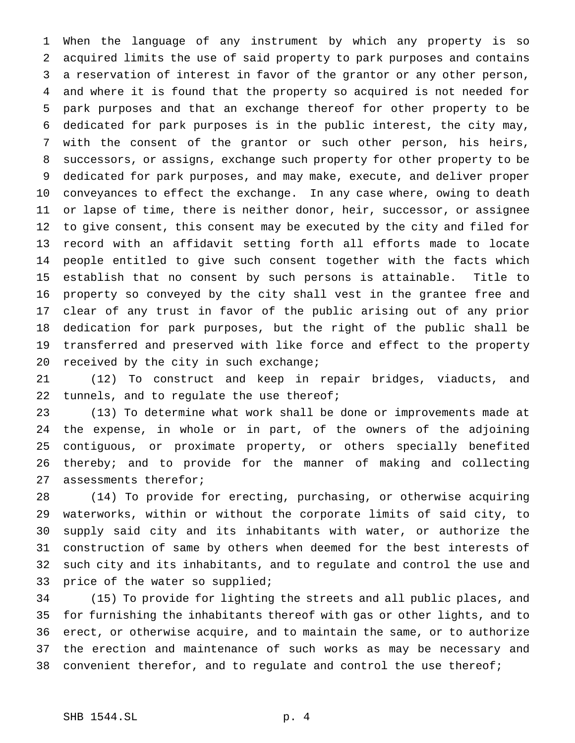When the language of any instrument by which any property is so acquired limits the use of said property to park purposes and contains a reservation of interest in favor of the grantor or any other person, and where it is found that the property so acquired is not needed for park purposes and that an exchange thereof for other property to be dedicated for park purposes is in the public interest, the city may, with the consent of the grantor or such other person, his heirs, successors, or assigns, exchange such property for other property to be dedicated for park purposes, and may make, execute, and deliver proper conveyances to effect the exchange. In any case where, owing to death or lapse of time, there is neither donor, heir, successor, or assignee to give consent, this consent may be executed by the city and filed for record with an affidavit setting forth all efforts made to locate people entitled to give such consent together with the facts which establish that no consent by such persons is attainable. Title to property so conveyed by the city shall vest in the grantee free and clear of any trust in favor of the public arising out of any prior dedication for park purposes, but the right of the public shall be transferred and preserved with like force and effect to the property received by the city in such exchange;

(12) To construct and keep in repair bridges, viaducts, and tunnels, and to regulate the use thereof;

(13) To determine what work shall be done or improvements made at the expense, in whole or in part, of the owners of the adjoining contiguous, or proximate property, or others specially benefited thereby; and to provide for the manner of making and collecting assessments therefor;

(14) To provide for erecting, purchasing, or otherwise acquiring waterworks, within or without the corporate limits of said city, to supply said city and its inhabitants with water, or authorize the construction of same by others when deemed for the best interests of such city and its inhabitants, and to regulate and control the use and price of the water so supplied;

(15) To provide for lighting the streets and all public places, and for furnishing the inhabitants thereof with gas or other lights, and to erect, or otherwise acquire, and to maintain the same, or to authorize the erection and maintenance of such works as may be necessary and convenient therefor, and to regulate and control the use thereof;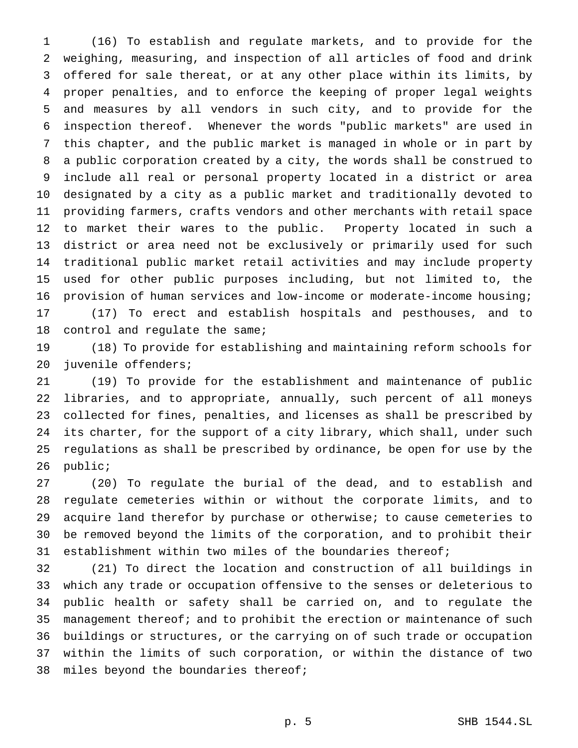(16) To establish and regulate markets, and to provide for the weighing, measuring, and inspection of all articles of food and drink offered for sale thereat, or at any other place within its limits, by proper penalties, and to enforce the keeping of proper legal weights and measures by all vendors in such city, and to provide for the inspection thereof. Whenever the words "public markets" are used in this chapter, and the public market is managed in whole or in part by a public corporation created by a city, the words shall be construed to include all real or personal property located in a district or area designated by a city as a public market and traditionally devoted to providing farmers, crafts vendors and other merchants with retail space to market their wares to the public. Property located in such a district or area need not be exclusively or primarily used for such traditional public market retail activities and may include property used for other public purposes including, but not limited to, the provision of human services and low-income or moderate-income housing;

(17) To erect and establish hospitals and pesthouses, and to control and regulate the same;

(18) To provide for establishing and maintaining reform schools for juvenile offenders;

(19) To provide for the establishment and maintenance of public libraries, and to appropriate, annually, such percent of all moneys collected for fines, penalties, and licenses as shall be prescribed by its charter, for the support of a city library, which shall, under such regulations as shall be prescribed by ordinance, be open for use by the public;

(20) To regulate the burial of the dead, and to establish and regulate cemeteries within or without the corporate limits, and to acquire land therefor by purchase or otherwise; to cause cemeteries to be removed beyond the limits of the corporation, and to prohibit their establishment within two miles of the boundaries thereof;

(21) To direct the location and construction of all buildings in which any trade or occupation offensive to the senses or deleterious to public health or safety shall be carried on, and to regulate the management thereof; and to prohibit the erection or maintenance of such buildings or structures, or the carrying on of such trade or occupation within the limits of such corporation, or within the distance of two miles beyond the boundaries thereof;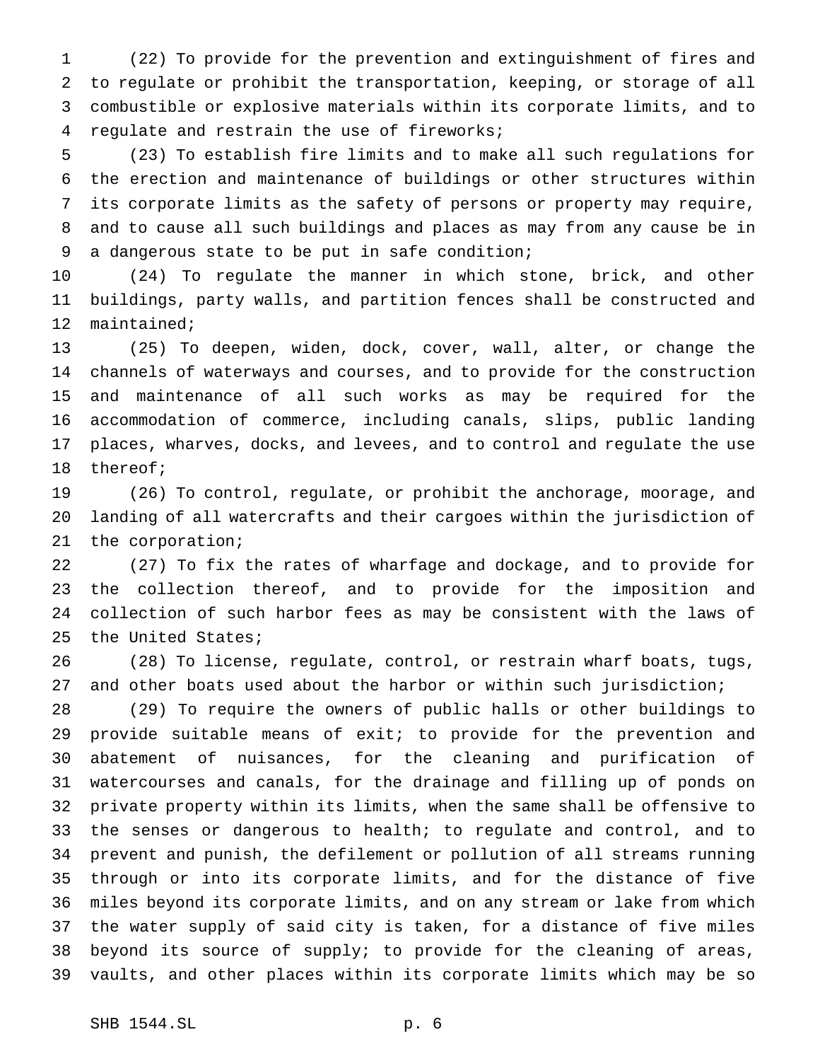(22) To provide for the prevention and extinguishment of fires and to regulate or prohibit the transportation, keeping, or storage of all combustible or explosive materials within its corporate limits, and to regulate and restrain the use of fireworks;

(23) To establish fire limits and to make all such regulations for the erection and maintenance of buildings or other structures within its corporate limits as the safety of persons or property may require, and to cause all such buildings and places as may from any cause be in a dangerous state to be put in safe condition;

(24) To regulate the manner in which stone, brick, and other buildings, party walls, and partition fences shall be constructed and maintained;

(25) To deepen, widen, dock, cover, wall, alter, or change the channels of waterways and courses, and to provide for the construction and maintenance of all such works as may be required for the accommodation of commerce, including canals, slips, public landing places, wharves, docks, and levees, and to control and regulate the use thereof;

(26) To control, regulate, or prohibit the anchorage, moorage, and landing of all watercrafts and their cargoes within the jurisdiction of the corporation;

(27) To fix the rates of wharfage and dockage, and to provide for the collection thereof, and to provide for the imposition and collection of such harbor fees as may be consistent with the laws of the United States;

(28) To license, regulate, control, or restrain wharf boats, tugs, and other boats used about the harbor or within such jurisdiction;

(29) To require the owners of public halls or other buildings to provide suitable means of exit; to provide for the prevention and abatement of nuisances, for the cleaning and purification of watercourses and canals, for the drainage and filling up of ponds on private property within its limits, when the same shall be offensive to the senses or dangerous to health; to regulate and control, and to prevent and punish, the defilement or pollution of all streams running through or into its corporate limits, and for the distance of five miles beyond its corporate limits, and on any stream or lake from which the water supply of said city is taken, for a distance of five miles beyond its source of supply; to provide for the cleaning of areas, vaults, and other places within its corporate limits which may be so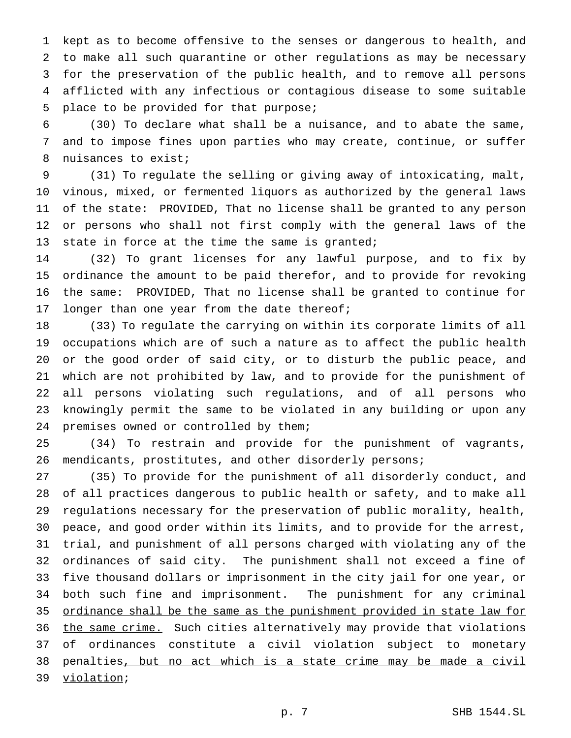kept as to become offensive to the senses or dangerous to health, and to make all such quarantine or other regulations as may be necessary for the preservation of the public health, and to remove all persons afflicted with any infectious or contagious disease to some suitable place to be provided for that purpose;

(30) To declare what shall be a nuisance, and to abate the same, and to impose fines upon parties who may create, continue, or suffer nuisances to exist;

(31) To regulate the selling or giving away of intoxicating, malt, vinous, mixed, or fermented liquors as authorized by the general laws of the state: PROVIDED, That no license shall be granted to any person or persons who shall not first comply with the general laws of the state in force at the time the same is granted;

(32) To grant licenses for any lawful purpose, and to fix by ordinance the amount to be paid therefor, and to provide for revoking the same: PROVIDED, That no license shall be granted to continue for longer than one year from the date thereof;

(33) To regulate the carrying on within its corporate limits of all occupations which are of such a nature as to affect the public health or the good order of said city, or to disturb the public peace, and which are not prohibited by law, and to provide for the punishment of all persons violating such regulations, and of all persons who knowingly permit the same to be violated in any building or upon any premises owned or controlled by them;

(34) To restrain and provide for the punishment of vagrants, mendicants, prostitutes, and other disorderly persons;

(35) To provide for the punishment of all disorderly conduct, and of all practices dangerous to public health or safety, and to make all regulations necessary for the preservation of public morality, health, peace, and good order within its limits, and to provide for the arrest, trial, and punishment of all persons charged with violating any of the ordinances of said city. The punishment shall not exceed a fine of five thousand dollars or imprisonment in the city jail for one year, or both such fine and imprisonment. <u>The punishment for any criminal ordinance shall be the same as the punishment provided in state law for the same crime.</u> Such cities alternatively may provide that violations of ordinances constitute a civil violation subject to monetary penalties<u>, but no act which is a state crime may be made a civil violation</u>;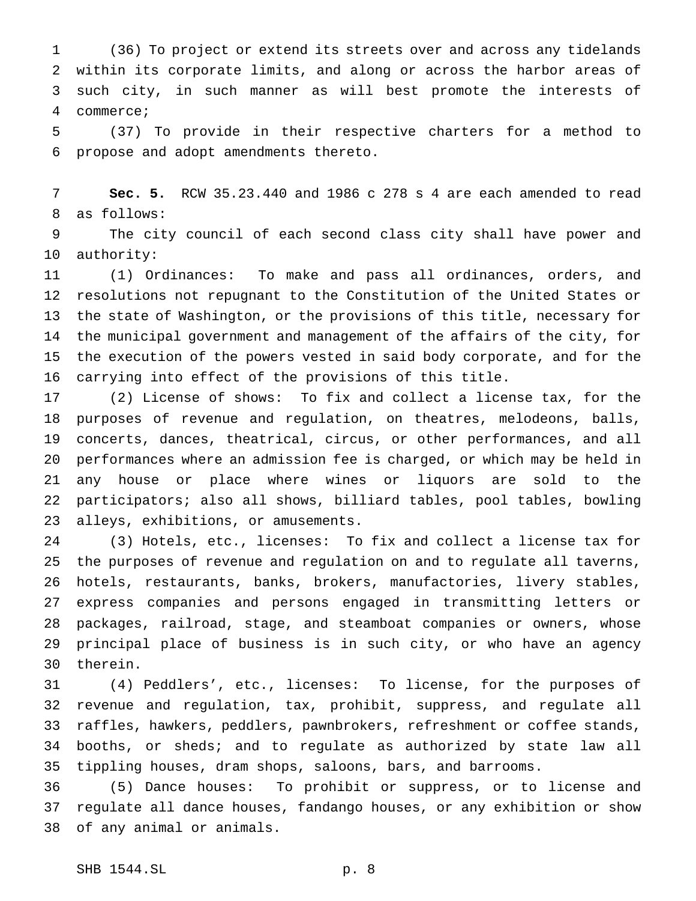(36) To project or extend its streets over and across any tidelands within its corporate limits, and along or across the harbor areas of such city, in such manner as will best promote the interests of commerce;

(37) To provide in their respective charters for a method to propose and adopt amendments thereto.

**Sec. 5.** RCW 35.23.440 and 1986 c 278 s 4 are each amended to read as follows:

The city council of each second class city shall have power and authority:

(1) Ordinances: To make and pass all ordinances, orders, and resolutions not repugnant to the Constitution of the United States or the state of Washington, or the provisions of this title, necessary for the municipal government and management of the affairs of the city, for the execution of the powers vested in said body corporate, and for the carrying into effect of the provisions of this title.

(2) License of shows: To fix and collect a license tax, for the purposes of revenue and regulation, on theatres, melodeons, balls, concerts, dances, theatrical, circus, or other performances, and all performances where an admission fee is charged, or which may be held in any house or place where wines or liquors are sold to the participators; also all shows, billiard tables, pool tables, bowling alleys, exhibitions, or amusements.

(3) Hotels, etc., licenses: To fix and collect a license tax for the purposes of revenue and regulation on and to regulate all taverns, hotels, restaurants, banks, brokers, manufactories, livery stables, express companies and persons engaged in transmitting letters or packages, railroad, stage, and steamboat companies or owners, whose principal place of business is in such city, or who have an agency therein.

(4) Peddlers', etc., licenses: To license, for the purposes of revenue and regulation, tax, prohibit, suppress, and regulate all raffles, hawkers, peddlers, pawnbrokers, refreshment or coffee stands, booths, or sheds; and to regulate as authorized by state law all tippling houses, dram shops, saloons, bars, and barrooms.

(5) Dance houses: To prohibit or suppress, or to license and regulate all dance houses, fandango houses, or any exhibition or show of any animal or animals.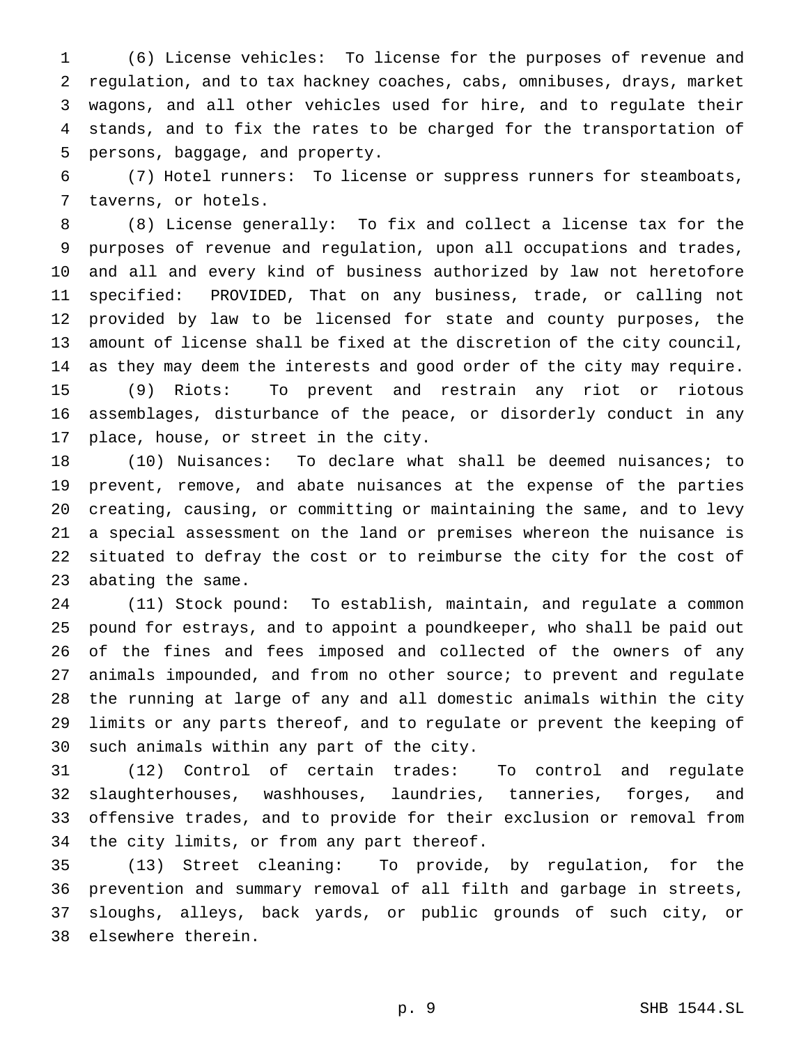(6) License vehicles: To license for the purposes of revenue and regulation, and to tax hackney coaches, cabs, omnibuses, drays, market wagons, and all other vehicles used for hire, and to regulate their stands, and to fix the rates to be charged for the transportation of persons, baggage, and property.

(7) Hotel runners: To license or suppress runners for steamboats, taverns, or hotels.

(8) License generally: To fix and collect a license tax for the purposes of revenue and regulation, upon all occupations and trades, and all and every kind of business authorized by law not heretofore specified: PROVIDED, That on any business, trade, or calling not provided by law to be licensed for state and county purposes, the amount of license shall be fixed at the discretion of the city council, as they may deem the interests and good order of the city may require.

(9) Riots: To prevent and restrain any riot or riotous assemblages, disturbance of the peace, or disorderly conduct in any place, house, or street in the city.

(10) Nuisances: To declare what shall be deemed nuisances; to prevent, remove, and abate nuisances at the expense of the parties creating, causing, or committing or maintaining the same, and to levy a special assessment on the land or premises whereon the nuisance is situated to defray the cost or to reimburse the city for the cost of abating the same.

(11) Stock pound: To establish, maintain, and regulate a common pound for estrays, and to appoint a poundkeeper, who shall be paid out of the fines and fees imposed and collected of the owners of any animals impounded, and from no other source; to prevent and regulate the running at large of any and all domestic animals within the city limits or any parts thereof, and to regulate or prevent the keeping of such animals within any part of the city.

(12) Control of certain trades: To control and regulate slaughterhouses, washhouses, laundries, tanneries, forges, and offensive trades, and to provide for their exclusion or removal from the city limits, or from any part thereof.

(13) Street cleaning: To provide, by regulation, for the prevention and summary removal of all filth and garbage in streets, sloughs, alleys, back yards, or public grounds of such city, or elsewhere therein.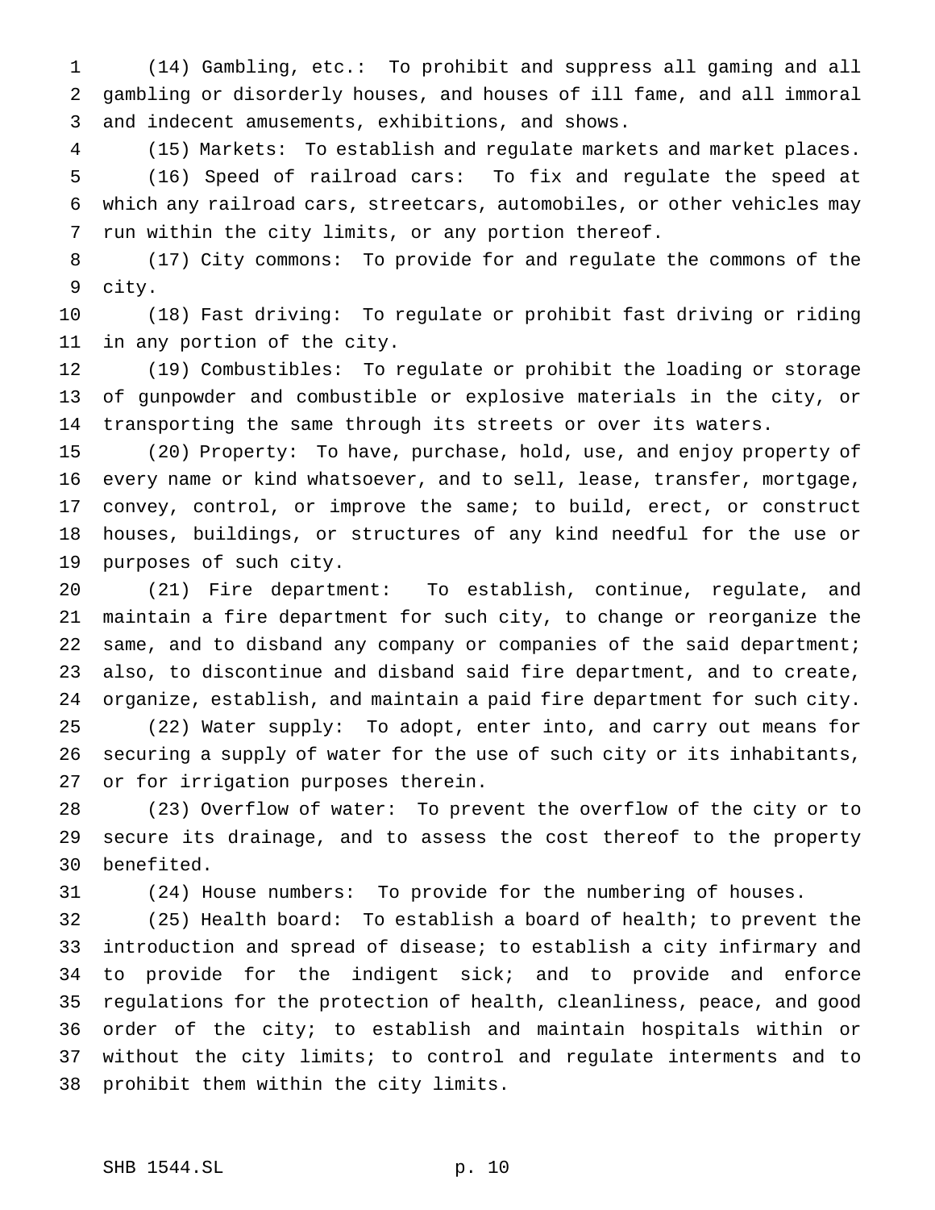(14) Gambling, etc.: To prohibit and suppress all gaming and all gambling or disorderly houses, and houses of ill fame, and all immoral and indecent amusements, exhibitions, and shows.

(15) Markets: To establish and regulate markets and market places.

(16) Speed of railroad cars: To fix and regulate the speed at which any railroad cars, streetcars, automobiles, or other vehicles may run within the city limits, or any portion thereof.

(17) City commons: To provide for and regulate the commons of the city.

(18) Fast driving: To regulate or prohibit fast driving or riding in any portion of the city.

(19) Combustibles: To regulate or prohibit the loading or storage of gunpowder and combustible or explosive materials in the city, or transporting the same through its streets or over its waters.

(20) Property: To have, purchase, hold, use, and enjoy property of every name or kind whatsoever, and to sell, lease, transfer, mortgage, convey, control, or improve the same; to build, erect, or construct houses, buildings, or structures of any kind needful for the use or purposes of such city.

(21) Fire department: To establish, continue, regulate, and maintain a fire department for such city, to change or reorganize the same, and to disband any company or companies of the said department; also, to discontinue and disband said fire department, and to create, organize, establish, and maintain a paid fire department for such city.

(22) Water supply: To adopt, enter into, and carry out means for securing a supply of water for the use of such city or its inhabitants, or for irrigation purposes therein.

(23) Overflow of water: To prevent the overflow of the city or to secure its drainage, and to assess the cost thereof to the property benefited.

(24) House numbers: To provide for the numbering of houses.

(25) Health board: To establish a board of health; to prevent the introduction and spread of disease; to establish a city infirmary and to provide for the indigent sick; and to provide and enforce regulations for the protection of health, cleanliness, peace, and good order of the city; to establish and maintain hospitals within or without the city limits; to control and regulate interments and to prohibit them within the city limits.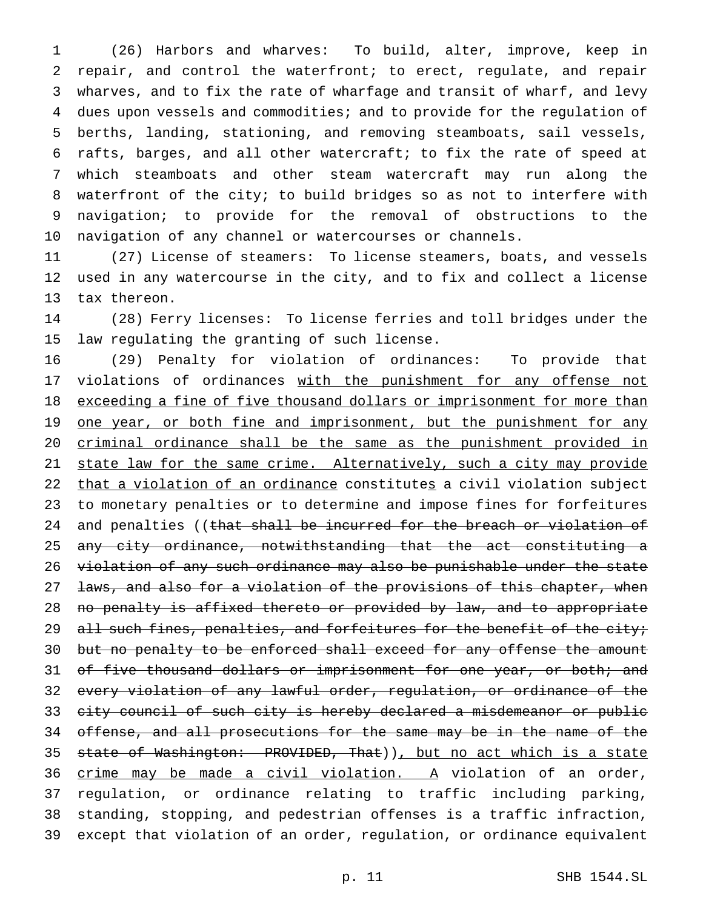(26) Harbors and wharves: To build, alter, improve, keep in repair, and control the waterfront; to erect, regulate, and repair wharves, and to fix the rate of wharfage and transit of wharf, and levy dues upon vessels and commodities; and to provide for the regulation of berths, landing, stationing, and removing steamboats, sail vessels, rafts, barges, and all other watercraft; to fix the rate of speed at which steamboats and other steam watercraft may run along the waterfront of the city; to build bridges so as not to interfere with navigation; to provide for the removal of obstructions to the navigation of any channel or watercourses or channels.

(27) License of steamers: To license steamers, boats, and vessels used in any watercourse in the city, and to fix and collect a license tax thereon.

(28) Ferry licenses: To license ferries and toll bridges under the law regulating the granting of such license.

(29) Penalty for violation of ordinances: To provide that violations of ordinances with the punishment for any offense not exceeding a fine of five thousand dollars or imprisonment for more than one year, or both fine and imprisonment, but the punishment for any criminal ordinance shall be the same as the punishment provided in state law for the same crime. Alternatively, such a city may provide that a violation of an ordinance constitutes a civil violation subject to monetary penalties or to determine and impose fines for forfeitures and penalties ((~~that shall be incurred for the breach or violation of any city ordinance, notwithstanding that the act constituting a violation of any such ordinance may also be punishable under the state laws, and also for a violation of the provisions of this chapter, when no penalty is affixed thereto or provided by law, and to appropriate all such fines, penalties, and forfeitures for the benefit of the city; but no penalty to be enforced shall exceed for any offense the amount of five thousand dollars or imprisonment for one year, or both; and every violation of any lawful order, regulation, or ordinance of the city council of such city is hereby declared a misdemeanor or public offense, and all prosecutions for the same may be in the name of the state of Washington: PROVIDED, That~~)), but no act which is a state crime may be made a civil violation. A violation of an order, regulation, or ordinance relating to traffic including parking, standing, stopping, and pedestrian offenses is a traffic infraction, except that violation of an order, regulation, or ordinance equivalent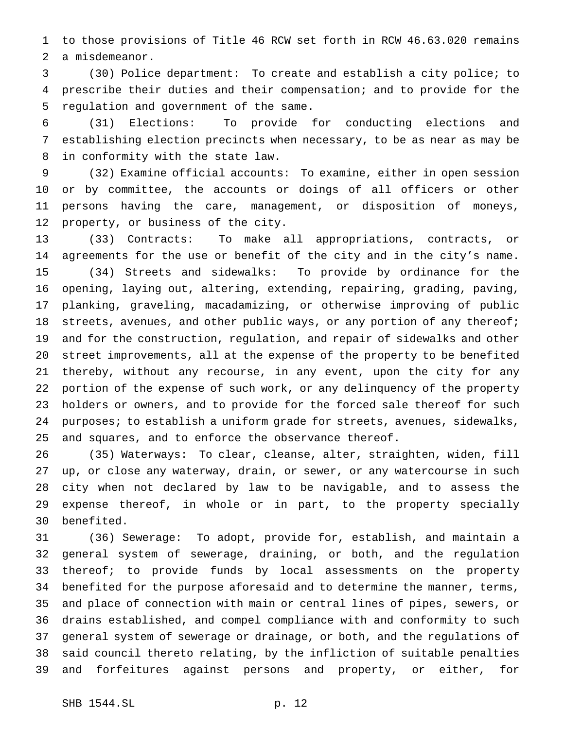to those provisions of Title 46 RCW set forth in RCW 46.63.020 remains a misdemeanor.

(30) Police department: To create and establish a city police; to prescribe their duties and their compensation; and to provide for the regulation and government of the same.

(31) Elections: To provide for conducting elections and establishing election precincts when necessary, to be as near as may be in conformity with the state law.

(32) Examine official accounts: To examine, either in open session or by committee, the accounts or doings of all officers or other persons having the care, management, or disposition of moneys, property, or business of the city.

(33) Contracts: To make all appropriations, contracts, or agreements for the use or benefit of the city and in the city's name.

(34) Streets and sidewalks: To provide by ordinance for the opening, laying out, altering, extending, repairing, grading, paving, planking, graveling, macadamizing, or otherwise improving of public streets, avenues, and other public ways, or any portion of any thereof; and for the construction, regulation, and repair of sidewalks and other street improvements, all at the expense of the property to be benefited thereby, without any recourse, in any event, upon the city for any portion of the expense of such work, or any delinquency of the property holders or owners, and to provide for the forced sale thereof for such purposes; to establish a uniform grade for streets, avenues, sidewalks, and squares, and to enforce the observance thereof.

(35) Waterways: To clear, cleanse, alter, straighten, widen, fill up, or close any waterway, drain, or sewer, or any watercourse in such city when not declared by law to be navigable, and to assess the expense thereof, in whole or in part, to the property specially benefited.

(36) Sewerage: To adopt, provide for, establish, and maintain a general system of sewerage, draining, or both, and the regulation thereof; to provide funds by local assessments on the property benefited for the purpose aforesaid and to determine the manner, terms, and place of connection with main or central lines of pipes, sewers, or drains established, and compel compliance with and conformity to such general system of sewerage or drainage, or both, and the regulations of said council thereto relating, by the infliction of suitable penalties and forfeitures against persons and property, or either, for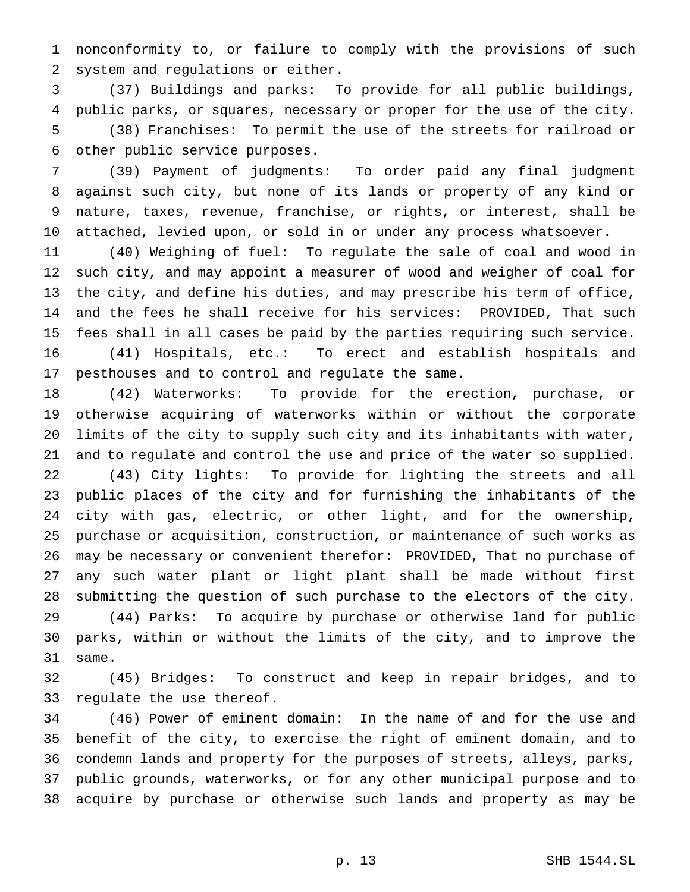nonconformity to, or failure to comply with the provisions of such system and regulations or either.

(37) Buildings and parks: To provide for all public buildings, public parks, or squares, necessary or proper for the use of the city.

(38) Franchises: To permit the use of the streets for railroad or other public service purposes.

(39) Payment of judgments: To order paid any final judgment against such city, but none of its lands or property of any kind or nature, taxes, revenue, franchise, or rights, or interest, shall be attached, levied upon, or sold in or under any process whatsoever.

(40) Weighing of fuel: To regulate the sale of coal and wood in such city, and may appoint a measurer of wood and weigher of coal for the city, and define his duties, and may prescribe his term of office, and the fees he shall receive for his services: PROVIDED, That such fees shall in all cases be paid by the parties requiring such service.

(41) Hospitals, etc.: To erect and establish hospitals and pesthouses and to control and regulate the same.

(42) Waterworks: To provide for the erection, purchase, or otherwise acquiring of waterworks within or without the corporate limits of the city to supply such city and its inhabitants with water, and to regulate and control the use and price of the water so supplied.

(43) City lights: To provide for lighting the streets and all public places of the city and for furnishing the inhabitants of the city with gas, electric, or other light, and for the ownership, purchase or acquisition, construction, or maintenance of such works as may be necessary or convenient therefor: PROVIDED, That no purchase of any such water plant or light plant shall be made without first submitting the question of such purchase to the electors of the city.

(44) Parks: To acquire by purchase or otherwise land for public parks, within or without the limits of the city, and to improve the same.

(45) Bridges: To construct and keep in repair bridges, and to regulate the use thereof.

(46) Power of eminent domain: In the name of and for the use and benefit of the city, to exercise the right of eminent domain, and to condemn lands and property for the purposes of streets, alleys, parks, public grounds, waterworks, or for any other municipal purpose and to acquire by purchase or otherwise such lands and property as may be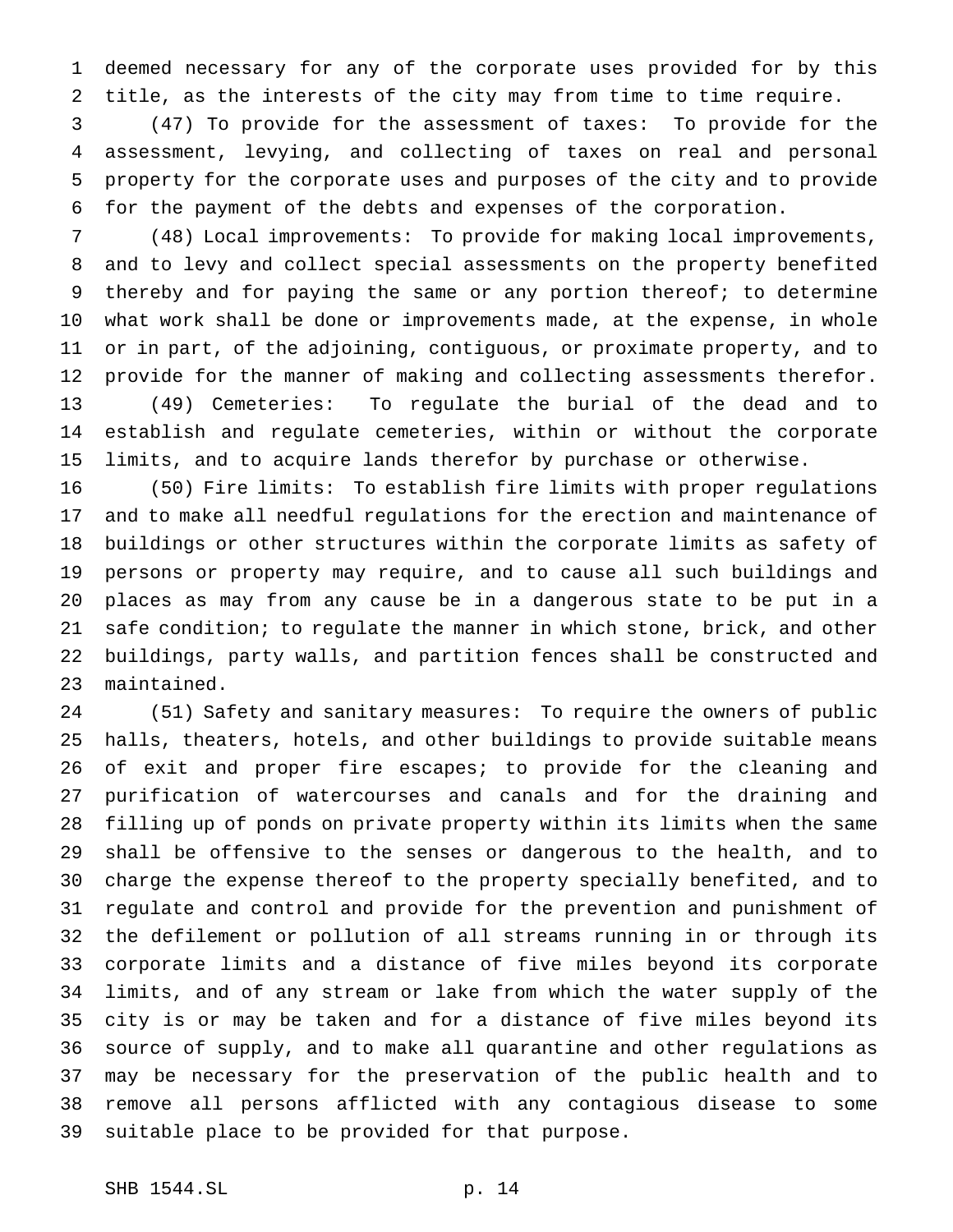deemed necessary for any of the corporate uses provided for by this title, as the interests of the city may from time to time require.

(47) To provide for the assessment of taxes: To provide for the assessment, levying, and collecting of taxes on real and personal property for the corporate uses and purposes of the city and to provide for the payment of the debts and expenses of the corporation.

(48) Local improvements: To provide for making local improvements, and to levy and collect special assessments on the property benefited thereby and for paying the same or any portion thereof; to determine what work shall be done or improvements made, at the expense, in whole or in part, of the adjoining, contiguous, or proximate property, and to provide for the manner of making and collecting assessments therefor.

(49) Cemeteries: To regulate the burial of the dead and to establish and regulate cemeteries, within or without the corporate limits, and to acquire lands therefor by purchase or otherwise.

(50) Fire limits: To establish fire limits with proper regulations and to make all needful regulations for the erection and maintenance of buildings or other structures within the corporate limits as safety of persons or property may require, and to cause all such buildings and places as may from any cause be in a dangerous state to be put in a safe condition; to regulate the manner in which stone, brick, and other buildings, party walls, and partition fences shall be constructed and maintained.

(51) Safety and sanitary measures: To require the owners of public halls, theaters, hotels, and other buildings to provide suitable means of exit and proper fire escapes; to provide for the cleaning and purification of watercourses and canals and for the draining and filling up of ponds on private property within its limits when the same shall be offensive to the senses or dangerous to the health, and to charge the expense thereof to the property specially benefited, and to regulate and control and provide for the prevention and punishment of the defilement or pollution of all streams running in or through its corporate limits and a distance of five miles beyond its corporate limits, and of any stream or lake from which the water supply of the city is or may be taken and for a distance of five miles beyond its source of supply, and to make all quarantine and other regulations as may be necessary for the preservation of the public health and to remove all persons afflicted with any contagious disease to some suitable place to be provided for that purpose.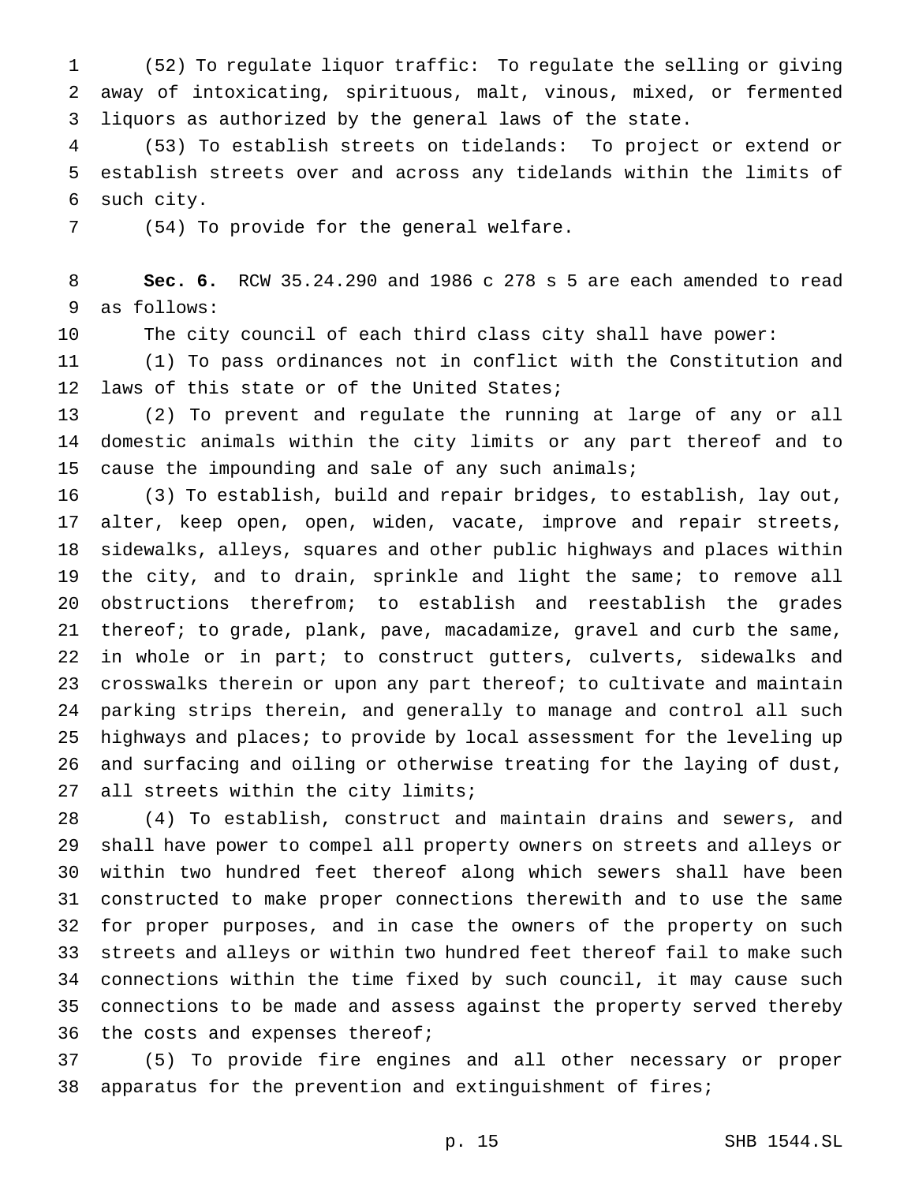(52) To regulate liquor traffic: To regulate the selling or giving away of intoxicating, spirituous, malt, vinous, mixed, or fermented liquors as authorized by the general laws of the state.

(53) To establish streets on tidelands: To project or extend or establish streets over and across any tidelands within the limits of such city.

(54) To provide for the general welfare.

**Sec. 6.** RCW 35.24.290 and 1986 c 278 s 5 are each amended to read as follows:

The city council of each third class city shall have power:

(1) To pass ordinances not in conflict with the Constitution and laws of this state or of the United States;

(2) To prevent and regulate the running at large of any or all domestic animals within the city limits or any part thereof and to cause the impounding and sale of any such animals;

(3) To establish, build and repair bridges, to establish, lay out, alter, keep open, open, widen, vacate, improve and repair streets, sidewalks, alleys, squares and other public highways and places within the city, and to drain, sprinkle and light the same; to remove all obstructions therefrom; to establish and reestablish the grades thereof; to grade, plank, pave, macadamize, gravel and curb the same, in whole or in part; to construct gutters, culverts, sidewalks and crosswalks therein or upon any part thereof; to cultivate and maintain parking strips therein, and generally to manage and control all such highways and places; to provide by local assessment for the leveling up and surfacing and oiling or otherwise treating for the laying of dust, all streets within the city limits;

(4) To establish, construct and maintain drains and sewers, and shall have power to compel all property owners on streets and alleys or within two hundred feet thereof along which sewers shall have been constructed to make proper connections therewith and to use the same for proper purposes, and in case the owners of the property on such streets and alleys or within two hundred feet thereof fail to make such connections within the time fixed by such council, it may cause such connections to be made and assess against the property served thereby the costs and expenses thereof;

(5) To provide fire engines and all other necessary or proper apparatus for the prevention and extinguishment of fires;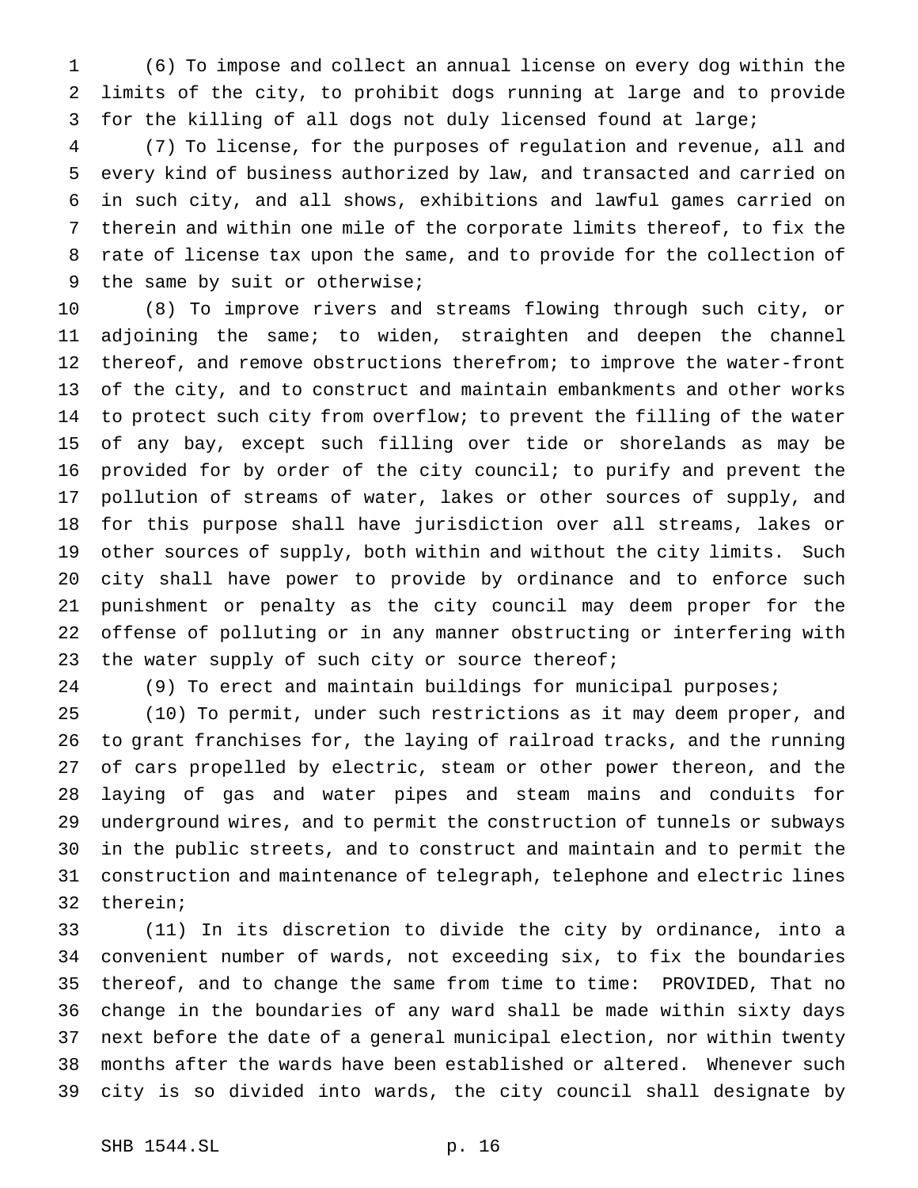(6) To impose and collect an annual license on every dog within the limits of the city, to prohibit dogs running at large and to provide for the killing of all dogs not duly licensed found at large;

(7) To license, for the purposes of regulation and revenue, all and every kind of business authorized by law, and transacted and carried on in such city, and all shows, exhibitions and lawful games carried on therein and within one mile of the corporate limits thereof, to fix the rate of license tax upon the same, and to provide for the collection of the same by suit or otherwise;

(8) To improve rivers and streams flowing through such city, or adjoining the same; to widen, straighten and deepen the channel thereof, and remove obstructions therefrom; to improve the water-front of the city, and to construct and maintain embankments and other works to protect such city from overflow; to prevent the filling of the water of any bay, except such filling over tide or shorelands as may be provided for by order of the city council; to purify and prevent the pollution of streams of water, lakes or other sources of supply, and for this purpose shall have jurisdiction over all streams, lakes or other sources of supply, both within and without the city limits. Such city shall have power to provide by ordinance and to enforce such punishment or penalty as the city council may deem proper for the offense of polluting or in any manner obstructing or interfering with the water supply of such city or source thereof;

(9) To erect and maintain buildings for municipal purposes;

(10) To permit, under such restrictions as it may deem proper, and to grant franchises for, the laying of railroad tracks, and the running of cars propelled by electric, steam or other power thereon, and the laying of gas and water pipes and steam mains and conduits for underground wires, and to permit the construction of tunnels or subways in the public streets, and to construct and maintain and to permit the construction and maintenance of telegraph, telephone and electric lines therein;

(11) In its discretion to divide the city by ordinance, into a convenient number of wards, not exceeding six, to fix the boundaries thereof, and to change the same from time to time: PROVIDED, That no change in the boundaries of any ward shall be made within sixty days next before the date of a general municipal election, nor within twenty months after the wards have been established or altered. Whenever such city is so divided into wards, the city council shall designate by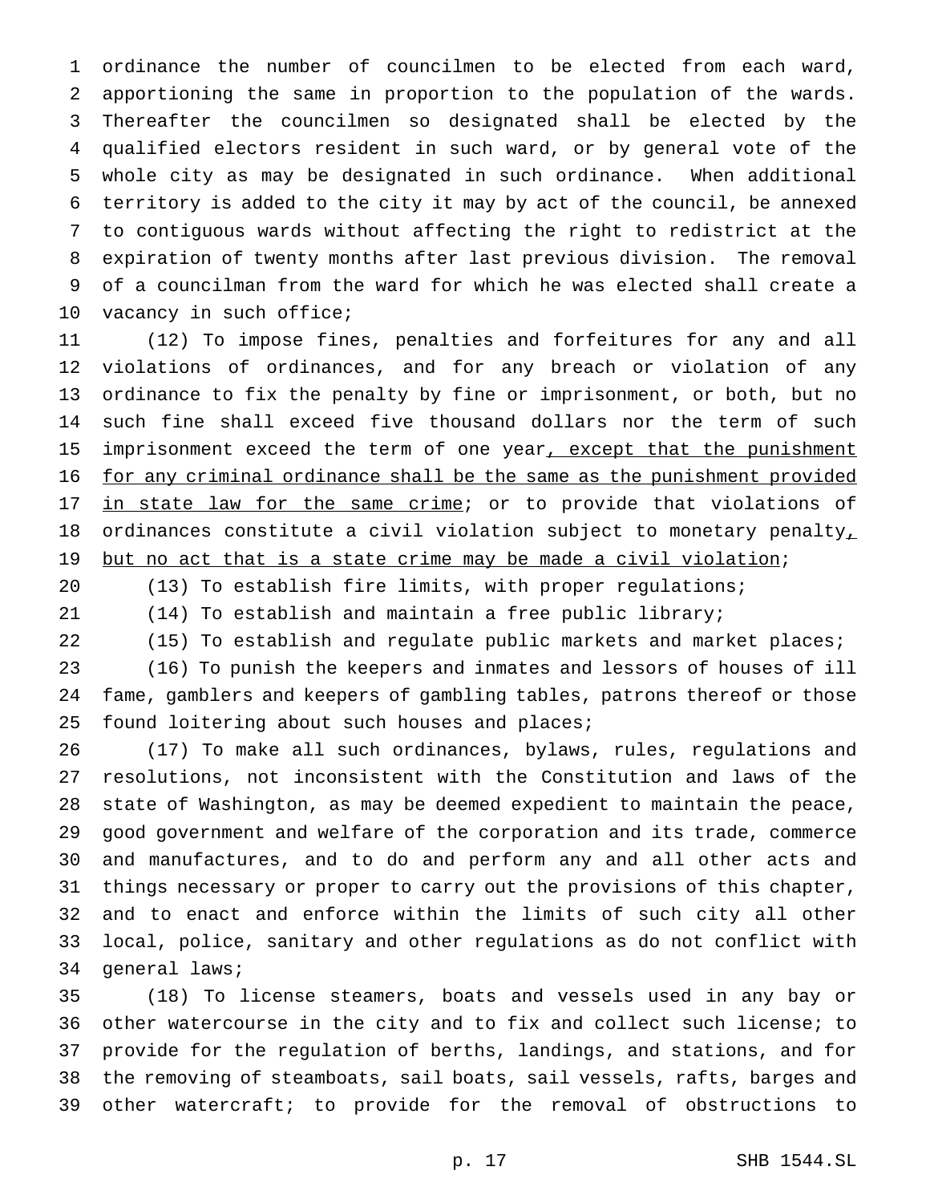ordinance the number of councilmen to be elected from each ward, apportioning the same in proportion to the population of the wards. Thereafter the councilmen so designated shall be elected by the qualified electors resident in such ward, or by general vote of the whole city as may be designated in such ordinance. When additional territory is added to the city it may by act of the council, be annexed to contiguous wards without affecting the right to redistrict at the expiration of twenty months after last previous division. The removal of a councilman from the ward for which he was elected shall create a vacancy in such office;

(12) To impose fines, penalties and forfeitures for any and all violations of ordinances, and for any breach or violation of any ordinance to fix the penalty by fine or imprisonment, or both, but no such fine shall exceed five thousand dollars nor the term of such imprisonment exceed the term of one year<u>, except that the punishment for any criminal ordinance shall be the same as the punishment provided in state law for the same crime</u>; or to provide that violations of ordinances constitute a civil violation subject to monetary penalty<u>, but no act that is a state crime may be made a civil violation</u>;

(13) To establish fire limits, with proper regulations;

(14) To establish and maintain a free public library;

(15) To establish and regulate public markets and market places;

(16) To punish the keepers and inmates and lessors of houses of ill fame, gamblers and keepers of gambling tables, patrons thereof or those found loitering about such houses and places;

(17) To make all such ordinances, bylaws, rules, regulations and resolutions, not inconsistent with the Constitution and laws of the state of Washington, as may be deemed expedient to maintain the peace, good government and welfare of the corporation and its trade, commerce and manufactures, and to do and perform any and all other acts and things necessary or proper to carry out the provisions of this chapter, and to enact and enforce within the limits of such city all other local, police, sanitary and other regulations as do not conflict with general laws;

(18) To license steamers, boats and vessels used in any bay or other watercourse in the city and to fix and collect such license; to provide for the regulation of berths, landings, and stations, and for the removing of steamboats, sail boats, sail vessels, rafts, barges and other watercraft; to provide for the removal of obstructions to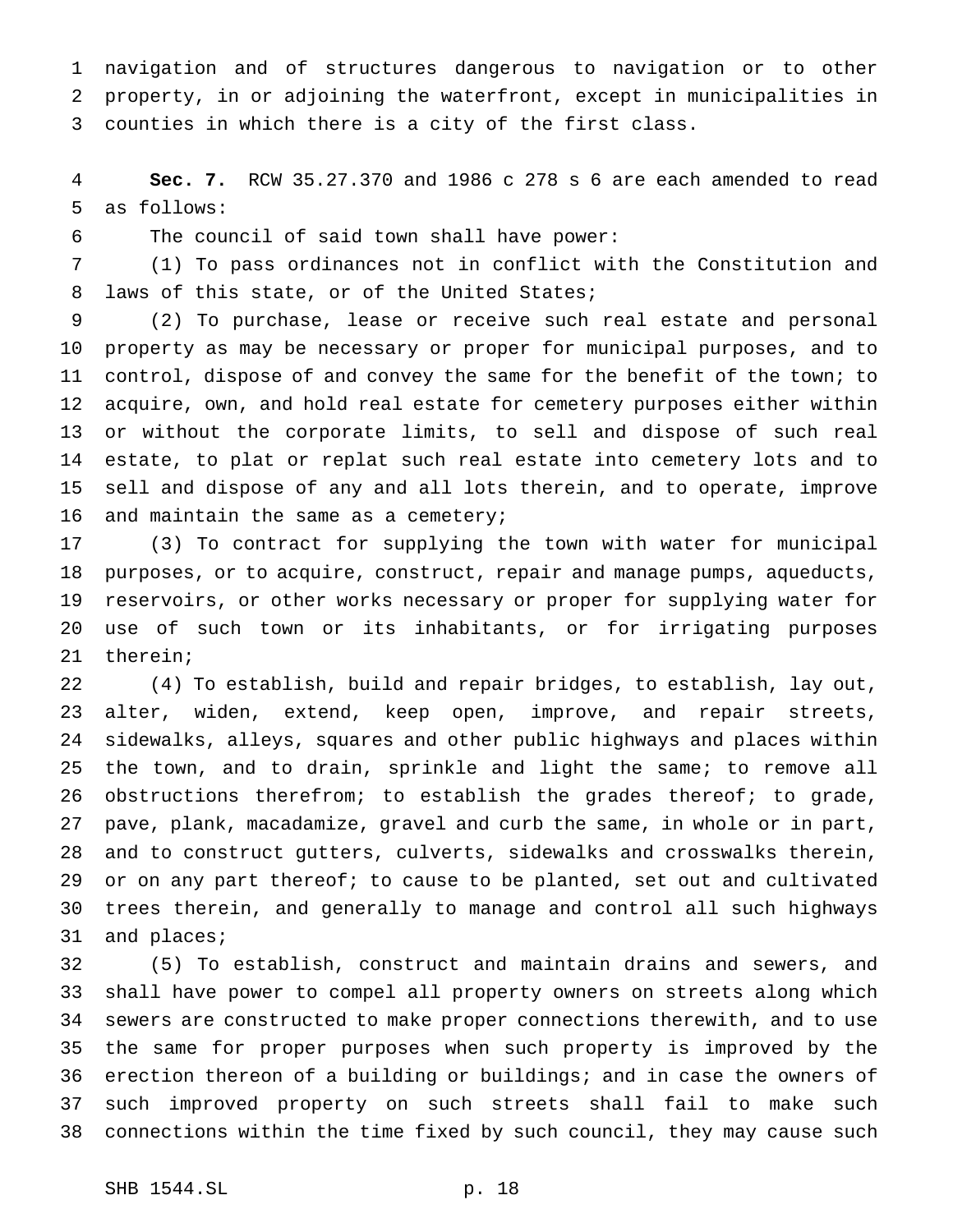navigation and of structures dangerous to navigation or to other property, in or adjoining the waterfront, except in municipalities in counties in which there is a city of the first class.

**Sec. 7.** RCW 35.27.370 and 1986 c 278 s 6 are each amended to read as follows:

The council of said town shall have power:

(1) To pass ordinances not in conflict with the Constitution and laws of this state, or of the United States;

(2) To purchase, lease or receive such real estate and personal property as may be necessary or proper for municipal purposes, and to control, dispose of and convey the same for the benefit of the town; to acquire, own, and hold real estate for cemetery purposes either within or without the corporate limits, to sell and dispose of such real estate, to plat or replat such real estate into cemetery lots and to sell and dispose of any and all lots therein, and to operate, improve and maintain the same as a cemetery;

(3) To contract for supplying the town with water for municipal purposes, or to acquire, construct, repair and manage pumps, aqueducts, reservoirs, or other works necessary or proper for supplying water for use of such town or its inhabitants, or for irrigating purposes therein;

(4) To establish, build and repair bridges, to establish, lay out, alter, widen, extend, keep open, improve, and repair streets, sidewalks, alleys, squares and other public highways and places within the town, and to drain, sprinkle and light the same; to remove all obstructions therefrom; to establish the grades thereof; to grade, pave, plank, macadamize, gravel and curb the same, in whole or in part, and to construct gutters, culverts, sidewalks and crosswalks therein, or on any part thereof; to cause to be planted, set out and cultivated trees therein, and generally to manage and control all such highways and places;

(5) To establish, construct and maintain drains and sewers, and shall have power to compel all property owners on streets along which sewers are constructed to make proper connections therewith, and to use the same for proper purposes when such property is improved by the erection thereon of a building or buildings; and in case the owners of such improved property on such streets shall fail to make such connections within the time fixed by such council, they may cause such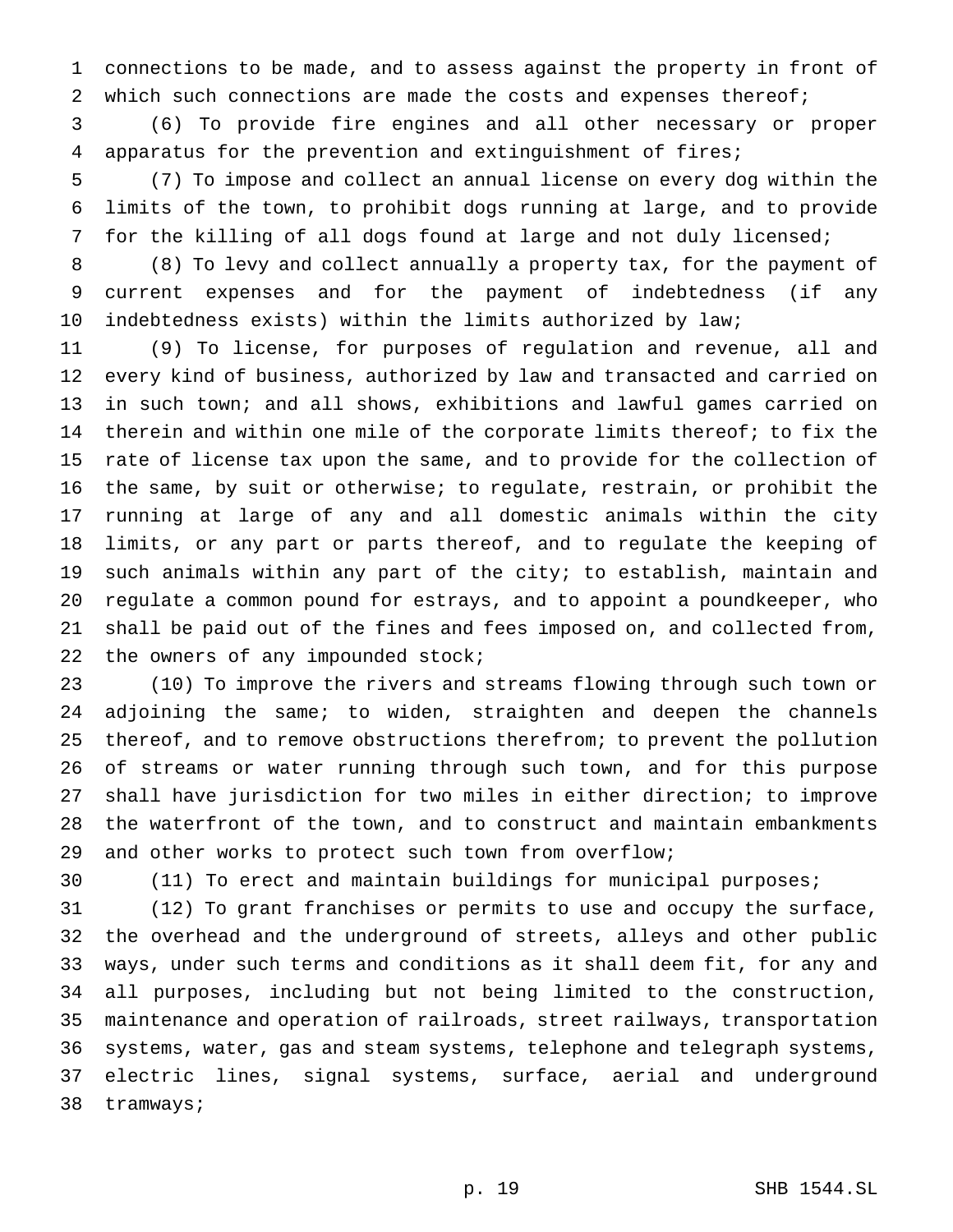connections to be made, and to assess against the property in front of which such connections are made the costs and expenses thereof;

(6) To provide fire engines and all other necessary or proper apparatus for the prevention and extinguishment of fires;

(7) To impose and collect an annual license on every dog within the limits of the town, to prohibit dogs running at large, and to provide for the killing of all dogs found at large and not duly licensed;

(8) To levy and collect annually a property tax, for the payment of current expenses and for the payment of indebtedness (if any indebtedness exists) within the limits authorized by law;

(9) To license, for purposes of regulation and revenue, all and every kind of business, authorized by law and transacted and carried on in such town; and all shows, exhibitions and lawful games carried on therein and within one mile of the corporate limits thereof; to fix the rate of license tax upon the same, and to provide for the collection of the same, by suit or otherwise; to regulate, restrain, or prohibit the running at large of any and all domestic animals within the city limits, or any part or parts thereof, and to regulate the keeping of such animals within any part of the city; to establish, maintain and regulate a common pound for estrays, and to appoint a poundkeeper, who shall be paid out of the fines and fees imposed on, and collected from, the owners of any impounded stock;

(10) To improve the rivers and streams flowing through such town or adjoining the same; to widen, straighten and deepen the channels thereof, and to remove obstructions therefrom; to prevent the pollution of streams or water running through such town, and for this purpose shall have jurisdiction for two miles in either direction; to improve the waterfront of the town, and to construct and maintain embankments and other works to protect such town from overflow;

(11) To erect and maintain buildings for municipal purposes;

(12) To grant franchises or permits to use and occupy the surface, the overhead and the underground of streets, alleys and other public ways, under such terms and conditions as it shall deem fit, for any and all purposes, including but not being limited to the construction, maintenance and operation of railroads, street railways, transportation systems, water, gas and steam systems, telephone and telegraph systems, electric lines, signal systems, surface, aerial and underground tramways;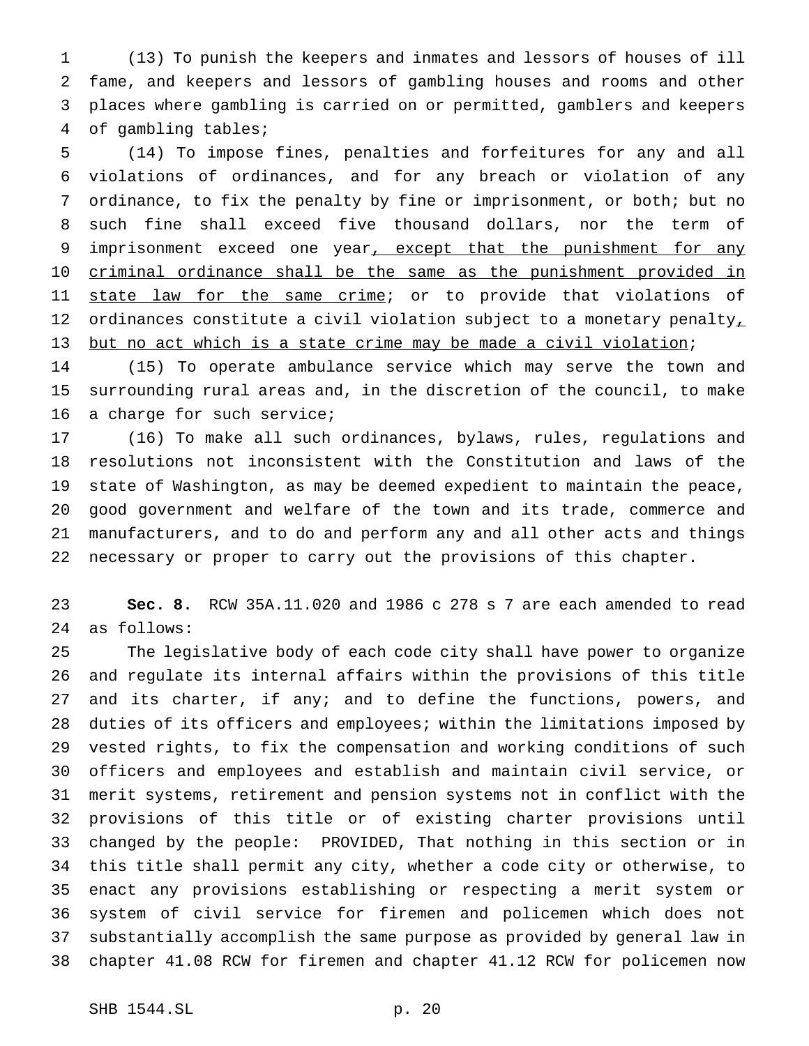(13) To punish the keepers and inmates and lessors of houses of ill fame, and keepers and lessors of gambling houses and rooms and other places where gambling is carried on or permitted, gamblers and keepers of gambling tables;

(14) To impose fines, penalties and forfeitures for any and all violations of ordinances, and for any breach or violation of any ordinance, to fix the penalty by fine or imprisonment, or both; but no such fine shall exceed five thousand dollars, nor the term of imprisonment exceed one year, except that the punishment for any criminal ordinance shall be the same as the punishment provided in state law for the same crime; or to provide that violations of ordinances constitute a civil violation subject to a monetary penalty, but no act which is a state crime may be made a civil violation;

(15) To operate ambulance service which may serve the town and surrounding rural areas and, in the discretion of the council, to make a charge for such service;

(16) To make all such ordinances, bylaws, rules, regulations and resolutions not inconsistent with the Constitution and laws of the state of Washington, as may be deemed expedient to maintain the peace, good government and welfare of the town and its trade, commerce and manufacturers, and to do and perform any and all other acts and things necessary or proper to carry out the provisions of this chapter.

**Sec. 8.** RCW 35A.11.020 and 1986 c 278 s 7 are each amended to read as follows:

The legislative body of each code city shall have power to organize and regulate its internal affairs within the provisions of this title and its charter, if any; and to define the functions, powers, and duties of its officers and employees; within the limitations imposed by vested rights, to fix the compensation and working conditions of such officers and employees and establish and maintain civil service, or merit systems, retirement and pension systems not in conflict with the provisions of this title or of existing charter provisions until changed by the people: PROVIDED, That nothing in this section or in this title shall permit any city, whether a code city or otherwise, to enact any provisions establishing or respecting a merit system or system of civil service for firemen and policemen which does not substantially accomplish the same purpose as provided by general law in chapter 41.08 RCW for firemen and chapter 41.12 RCW for policemen now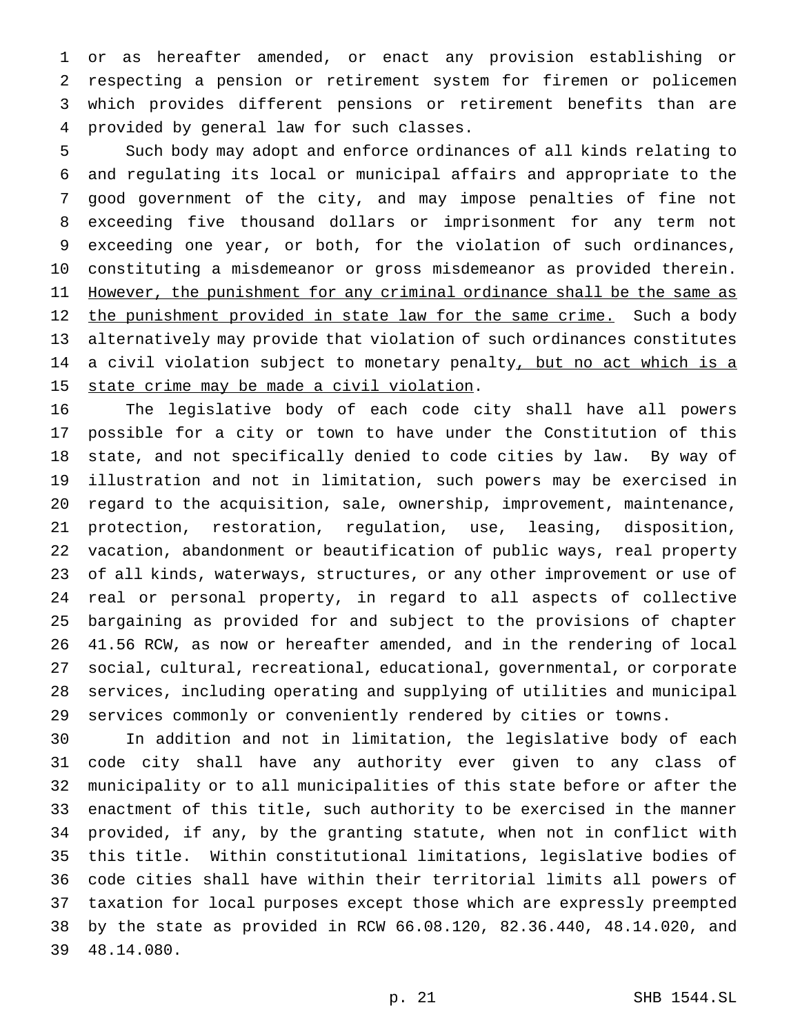or as hereafter amended, or enact any provision establishing or respecting a pension or retirement system for firemen or policemen which provides different pensions or retirement benefits than are provided by general law for such classes.

Such body may adopt and enforce ordinances of all kinds relating to and regulating its local or municipal affairs and appropriate to the good government of the city, and may impose penalties of fine not exceeding five thousand dollars or imprisonment for any term not exceeding one year, or both, for the violation of such ordinances, constituting a misdemeanor or gross misdemeanor as provided therein. <u>However, the punishment for any criminal ordinance shall be the same as the punishment provided in state law for the same crime.</u> Such a body alternatively may provide that violation of such ordinances constitutes a civil violation subject to monetary penalty<u>, but no act which is a state crime may be made a civil violation</u>.

The legislative body of each code city shall have all powers possible for a city or town to have under the Constitution of this state, and not specifically denied to code cities by law. By way of illustration and not in limitation, such powers may be exercised in regard to the acquisition, sale, ownership, improvement, maintenance, protection, restoration, regulation, use, leasing, disposition, vacation, abandonment or beautification of public ways, real property of all kinds, waterways, structures, or any other improvement or use of real or personal property, in regard to all aspects of collective bargaining as provided for and subject to the provisions of chapter 41.56 RCW, as now or hereafter amended, and in the rendering of local social, cultural, recreational, educational, governmental, or corporate services, including operating and supplying of utilities and municipal services commonly or conveniently rendered by cities or towns.

In addition and not in limitation, the legislative body of each code city shall have any authority ever given to any class of municipality or to all municipalities of this state before or after the enactment of this title, such authority to be exercised in the manner provided, if any, by the granting statute, when not in conflict with this title. Within constitutional limitations, legislative bodies of code cities shall have within their territorial limits all powers of taxation for local purposes except those which are expressly preempted by the state as provided in RCW 66.08.120, 82.36.440, 48.14.020, and 48.14.080.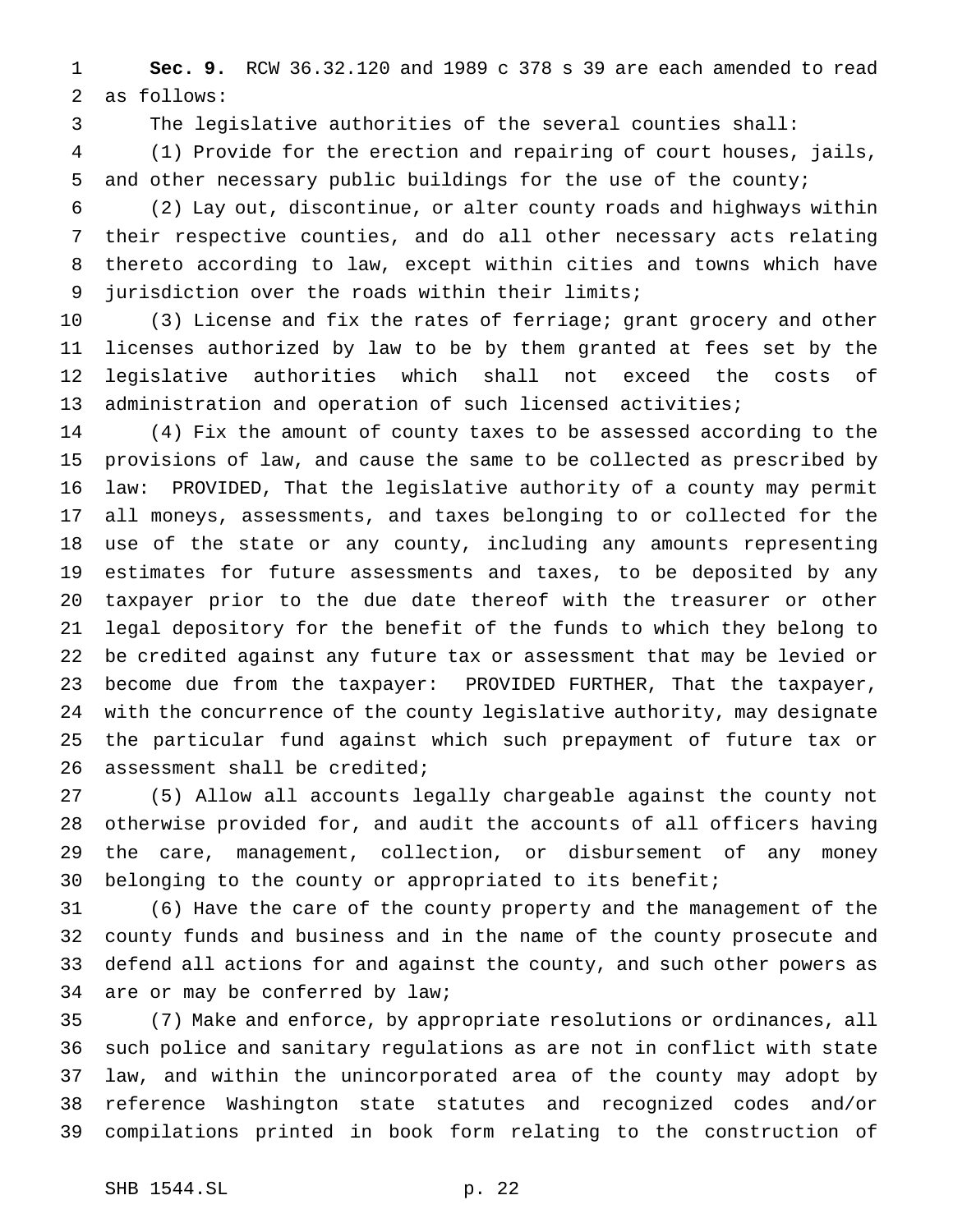**Sec. 9.** RCW 36.32.120 and 1989 c 378 s 39 are each amended to read as follows:

The legislative authorities of the several counties shall:

(1) Provide for the erection and repairing of court houses, jails, and other necessary public buildings for the use of the county;

(2) Lay out, discontinue, or alter county roads and highways within their respective counties, and do all other necessary acts relating thereto according to law, except within cities and towns which have jurisdiction over the roads within their limits;

(3) License and fix the rates of ferriage; grant grocery and other licenses authorized by law to be by them granted at fees set by the legislative authorities which shall not exceed the costs of administration and operation of such licensed activities;

(4) Fix the amount of county taxes to be assessed according to the provisions of law, and cause the same to be collected as prescribed by law: PROVIDED, That the legislative authority of a county may permit all moneys, assessments, and taxes belonging to or collected for the use of the state or any county, including any amounts representing estimates for future assessments and taxes, to be deposited by any taxpayer prior to the due date thereof with the treasurer or other legal depository for the benefit of the funds to which they belong to be credited against any future tax or assessment that may be levied or become due from the taxpayer: PROVIDED FURTHER, That the taxpayer, with the concurrence of the county legislative authority, may designate the particular fund against which such prepayment of future tax or assessment shall be credited;

(5) Allow all accounts legally chargeable against the county not otherwise provided for, and audit the accounts of all officers having the care, management, collection, or disbursement of any money belonging to the county or appropriated to its benefit;

(6) Have the care of the county property and the management of the county funds and business and in the name of the county prosecute and defend all actions for and against the county, and such other powers as are or may be conferred by law;

(7) Make and enforce, by appropriate resolutions or ordinances, all such police and sanitary regulations as are not in conflict with state law, and within the unincorporated area of the county may adopt by reference Washington state statutes and recognized codes and/or compilations printed in book form relating to the construction of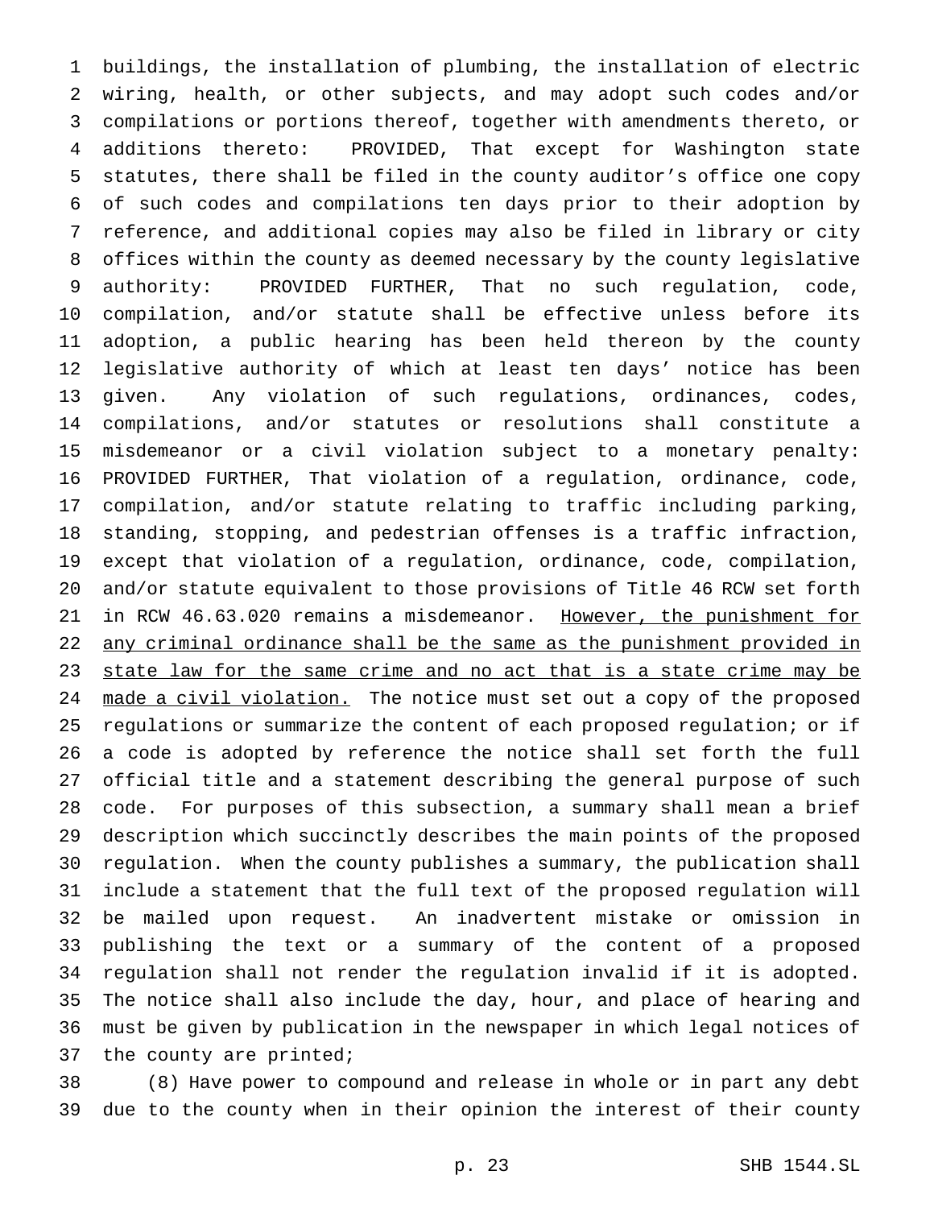buildings, the installation of plumbing, the installation of electric wiring, health, or other subjects, and may adopt such codes and/or compilations or portions thereof, together with amendments thereto, or additions thereto: PROVIDED, That except for Washington state statutes, there shall be filed in the county auditor's office one copy of such codes and compilations ten days prior to their adoption by reference, and additional copies may also be filed in library or city offices within the county as deemed necessary by the county legislative authority: PROVIDED FURTHER, That no such regulation, code, compilation, and/or statute shall be effective unless before its adoption, a public hearing has been held thereon by the county legislative authority of which at least ten days' notice has been given. Any violation of such regulations, ordinances, codes, compilations, and/or statutes or resolutions shall constitute a misdemeanor or a civil violation subject to a monetary penalty: PROVIDED FURTHER, That violation of a regulation, ordinance, code, compilation, and/or statute relating to traffic including parking, standing, stopping, and pedestrian offenses is a traffic infraction, except that violation of a regulation, ordinance, code, compilation, and/or statute equivalent to those provisions of Title 46 RCW set forth in RCW 46.63.020 remains a misdemeanor. <u>However, the punishment for any criminal ordinance shall be the same as the punishment provided in state law for the same crime and no act that is a state crime may be made a civil violation.</u> The notice must set out a copy of the proposed regulations or summarize the content of each proposed regulation; or if a code is adopted by reference the notice shall set forth the full official title and a statement describing the general purpose of such code. For purposes of this subsection, a summary shall mean a brief description which succinctly describes the main points of the proposed regulation. When the county publishes a summary, the publication shall include a statement that the full text of the proposed regulation will be mailed upon request. An inadvertent mistake or omission in publishing the text or a summary of the content of a proposed regulation shall not render the regulation invalid if it is adopted. The notice shall also include the day, hour, and place of hearing and must be given by publication in the newspaper in which legal notices of the county are printed;

(8) Have power to compound and release in whole or in part any debt due to the county when in their opinion the interest of their county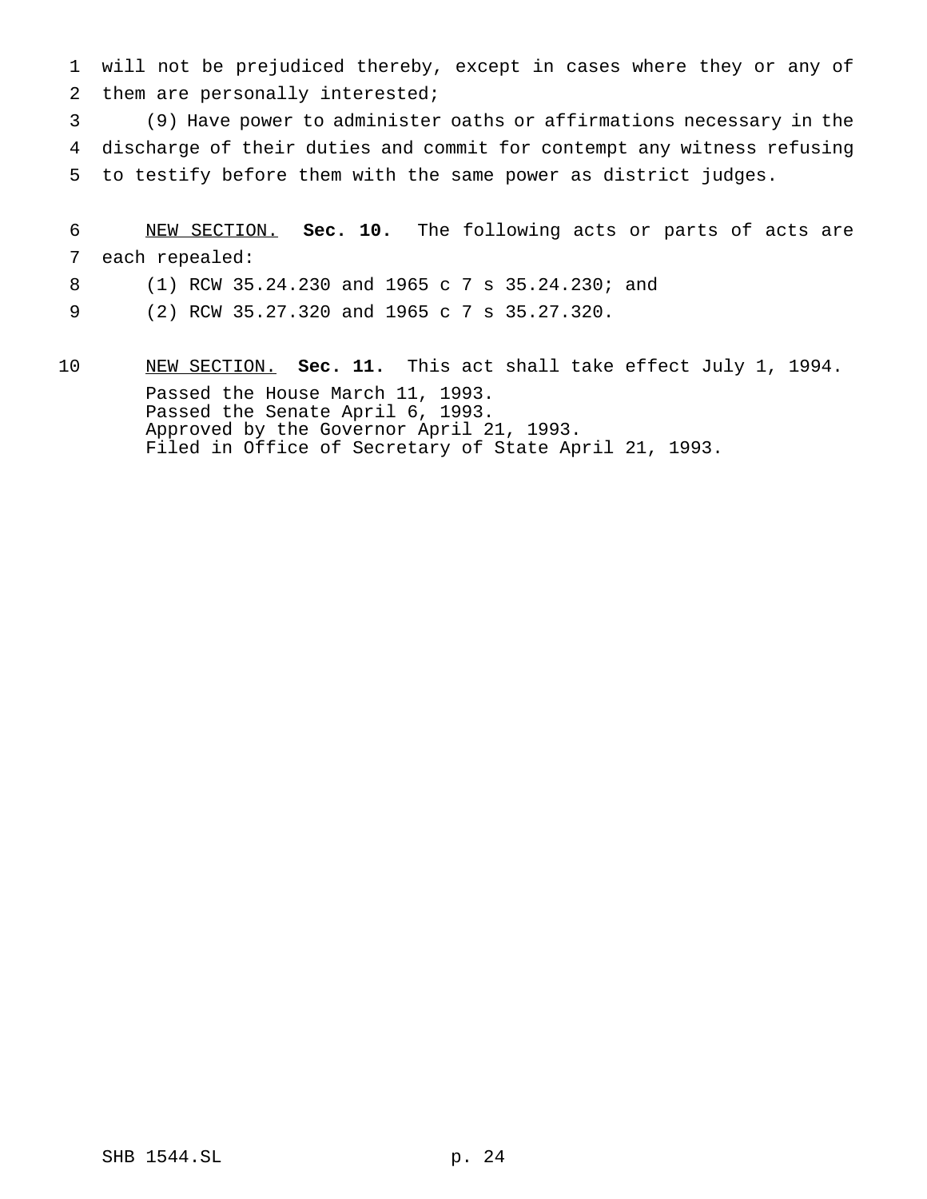will not be prejudiced thereby, except in cases where they or any of them are personally interested;

(9) Have power to administer oaths or affirmations necessary in the discharge of their duties and commit for contempt any witness refusing to testify before them with the same power as district judges.

NEW SECTION. **Sec. 10.** The following acts or parts of acts are each repealed:

(1) RCW 35.24.230 and 1965 c 7 s 35.24.230; and

(2) RCW 35.27.320 and 1965 c 7 s 35.27.320.

NEW SECTION. **Sec. 11.** This act shall take effect July 1, 1994.

Passed the House March 11, 1993.
Passed the Senate April 6, 1993.
Approved by the Governor April 21, 1993.
Filed in Office of Secretary of State April 21, 1993.